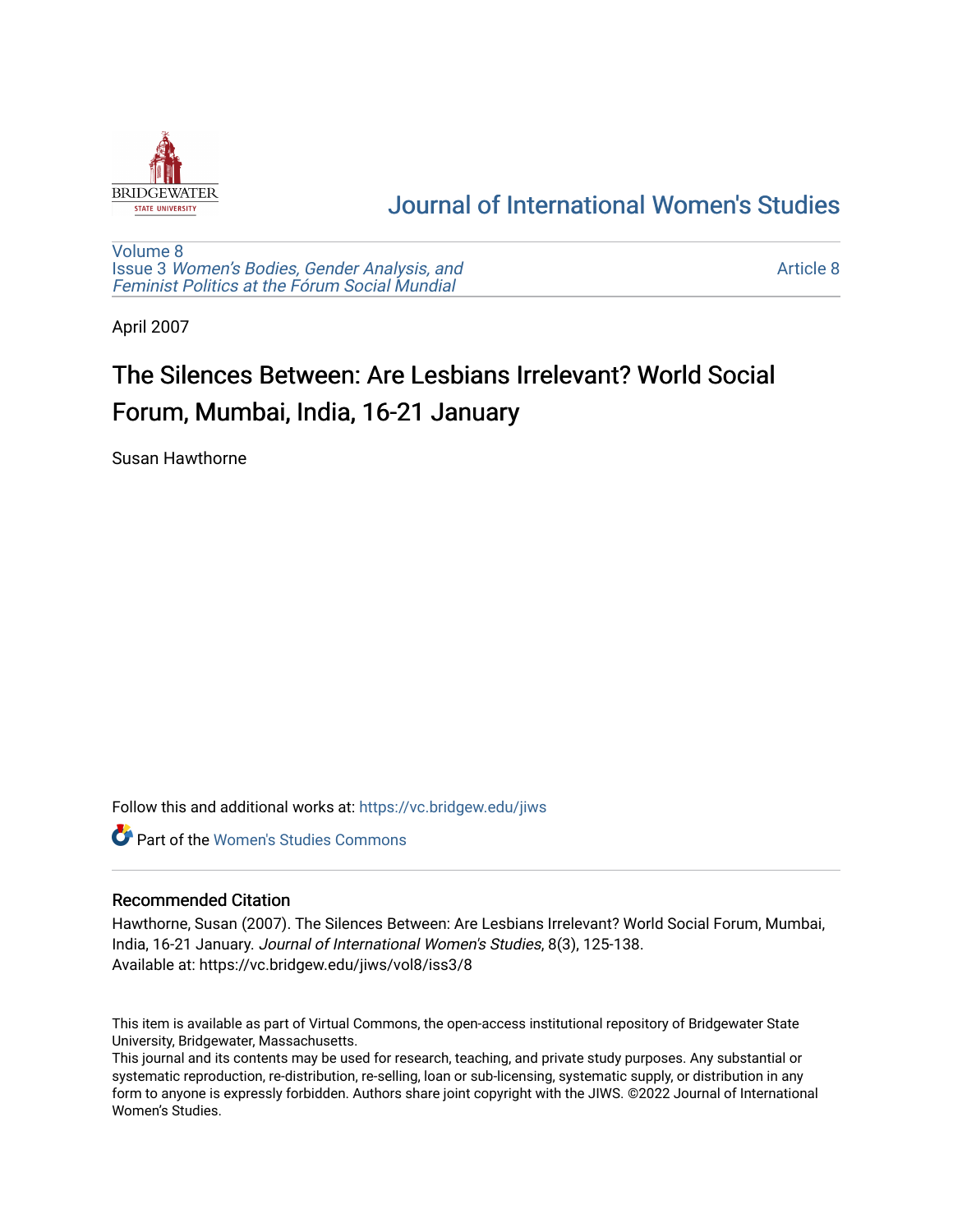Journal of International Women's Studies

Volume 8
Issue 3 *Women's Bodies, Gender Analysis, and Feminist Politics at the Fórum Social Mundial*

Article 8

April 2007

# The Silences Between: Are Lesbians Irrelevant? World Social Forum, Mumbai, India, 16-21 January

Susan Hawthorne

Follow this and additional works at: https://vc.bridgew.edu/jiws

Part of the Women's Studies Commons

## Recommended Citation

Hawthorne, Susan (2007). The Silences Between: Are Lesbians Irrelevant? World Social Forum, Mumbai, India, 16-21 January. *Journal of International Women's Studies*, 8(3), 125-138.
Available at: https://vc.bridgew.edu/jiws/vol8/iss3/8

This item is available as part of Virtual Commons, the open-access institutional repository of Bridgewater State University, Bridgewater, Massachusetts.
This journal and its contents may be used for research, teaching, and private study purposes. Any substantial or systematic reproduction, re-distribution, re-selling, loan or sub-licensing, systematic supply, or distribution in any form to anyone is expressly forbidden. Authors share joint copyright with the JIWS. ©2022 Journal of International Women's Studies.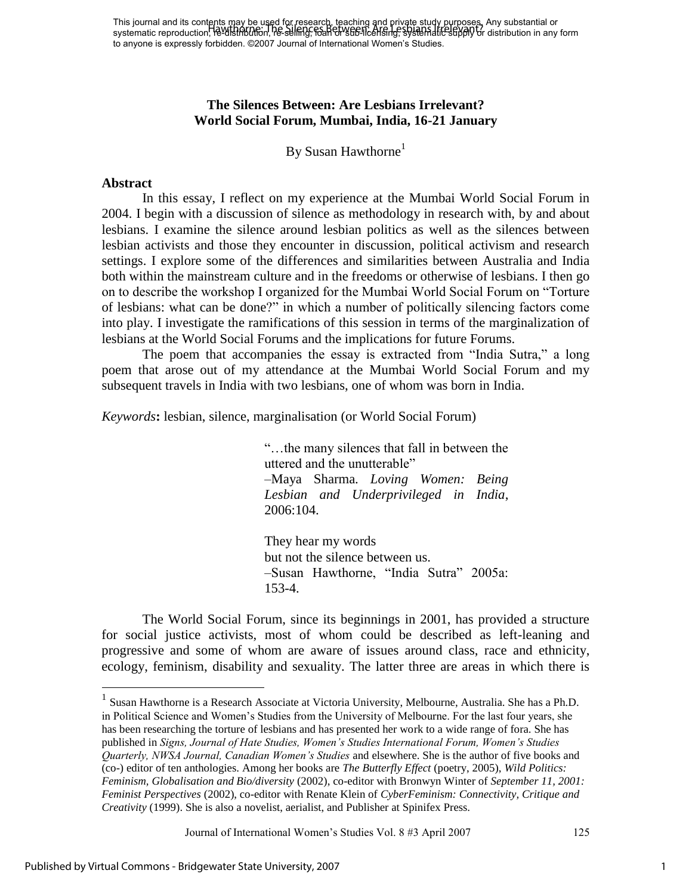# The Silences Between: Are Lesbians Irrelevant? World Social Forum, Mumbai, India, 16-21 January

By Susan Hawthorne[1]

### Abstract

In this essay, I reflect on my experience at the Mumbai World Social Forum in 2004. I begin with a discussion of silence as methodology in research with, by and about lesbians. I examine the silence around lesbian politics as well as the silences between lesbian activists and those they encounter in discussion, political activism and research settings. I explore some of the differences and similarities between Australia and India both within the mainstream culture and in the freedoms or otherwise of lesbians. I then go on to describe the workshop I organized for the Mumbai World Social Forum on "Torture of lesbians: what can be done?" in which a number of politically silencing factors come into play. I investigate the ramifications of this session in terms of the marginalization of lesbians at the World Social Forums and the implications for future Forums.

The poem that accompanies the essay is extracted from "India Sutra," a long poem that arose out of my attendance at the Mumbai World Social Forum and my subsequent travels in India with two lesbians, one of whom was born in India.

*Keywords***:** lesbian, silence, marginalisation (or World Social Forum)

> "…the many silences that fall in between the uttered and the unutterable"
> –Maya Sharma. *Loving Women: Being Lesbian and Underprivileged in India*, 2006:104.

> They hear my words
> but not the silence between us.
> –Susan Hawthorne, "India Sutra" 2005a: 153-4.

The World Social Forum, since its beginnings in 2001, has provided a structure for social justice activists, most of whom could be described as left-leaning and progressive and some of whom are aware of issues around class, race and ethnicity, ecology, feminism, disability and sexuality. The latter three are areas in which there is

---

[1] Susan Hawthorne is a Research Associate at Victoria University, Melbourne, Australia. She has a Ph.D. in Political Science and Women's Studies from the University of Melbourne. For the last four years, she has been researching the torture of lesbians and has presented her work to a wide range of fora. She has published in *Signs, Journal of Hate Studies, Women's Studies International Forum, Women's Studies Quarterly, NWSA Journal, Canadian Women's Studies* and elsewhere. She is the author of five books and (co-) editor of ten anthologies. Among her books are *The Butterfly Effect* (poetry, 2005), *Wild Politics: Feminism, Globalisation and Bio/diversity* (2002), co-editor with Bronwyn Winter of *September 11, 2001: Feminist Perspectives* (2002), co-editor with Renate Klein of *CyberFeminism: Connectivity, Critique and Creativity* (1999). She is also a novelist, aerialist, and Publisher at Spinifex Press.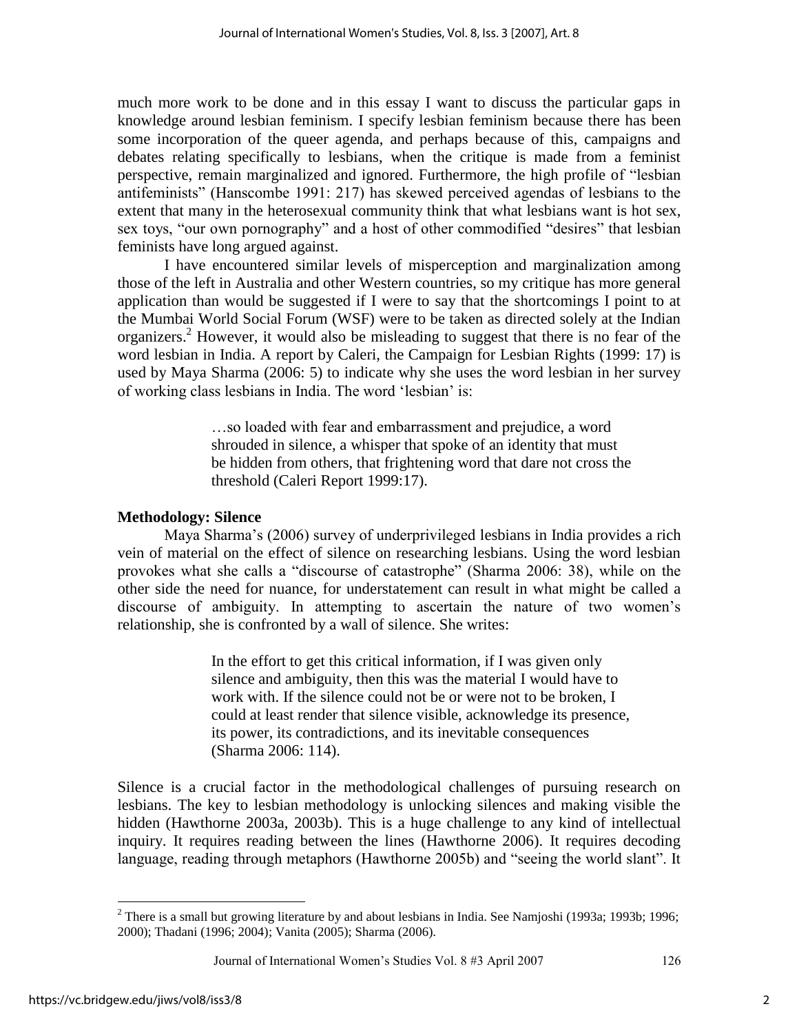much more work to be done and in this essay I want to discuss the particular gaps in knowledge around lesbian feminism. I specify lesbian feminism because there has been some incorporation of the queer agenda, and perhaps because of this, campaigns and debates relating specifically to lesbians, when the critique is made from a feminist perspective, remain marginalized and ignored. Furthermore, the high profile of "lesbian antifeminists" (Hanscombe 1991: 217) has skewed perceived agendas of lesbians to the extent that many in the heterosexual community think that what lesbians want is hot sex, sex toys, "our own pornography" and a host of other commodified "desires" that lesbian feminists have long argued against.

I have encountered similar levels of misperception and marginalization among those of the left in Australia and other Western countries, so my critique has more general application than would be suggested if I were to say that the shortcomings I point to at the Mumbai World Social Forum (WSF) were to be taken as directed solely at the Indian organizers.[2] However, it would also be misleading to suggest that there is no fear of the word lesbian in India. A report by Caleri, the Campaign for Lesbian Rights (1999: 17) is used by Maya Sharma (2006: 5) to indicate why she uses the word lesbian in her survey of working class lesbians in India. The word 'lesbian' is:

> …so loaded with fear and embarrassment and prejudice, a word shrouded in silence, a whisper that spoke of an identity that must be hidden from others, that frightening word that dare not cross the threshold (Caleri Report 1999:17).

### Methodology: Silence

Maya Sharma's (2006) survey of underprivileged lesbians in India provides a rich vein of material on the effect of silence on researching lesbians. Using the word lesbian provokes what she calls a "discourse of catastrophe" (Sharma 2006: 38), while on the other side the need for nuance, for understatement can result in what might be called a discourse of ambiguity. In attempting to ascertain the nature of two women's relationship, she is confronted by a wall of silence. She writes:

> In the effort to get this critical information, if I was given only silence and ambiguity, then this was the material I would have to work with. If the silence could not be or were not to be broken, I could at least render that silence visible, acknowledge its presence, its power, its contradictions, and its inevitable consequences (Sharma 2006: 114).

Silence is a crucial factor in the methodological challenges of pursuing research on lesbians. The key to lesbian methodology is unlocking silences and making visible the hidden (Hawthorne 2003a, 2003b). This is a huge challenge to any kind of intellectual inquiry. It requires reading between the lines (Hawthorne 2006). It requires decoding language, reading through metaphors (Hawthorne 2005b) and "seeing the world slant". It

[2] There is a small but growing literature by and about lesbians in India. See Namjoshi (1993a; 1993b; 1996; 2000); Thadani (1996; 2004); Vanita (2005); Sharma (2006).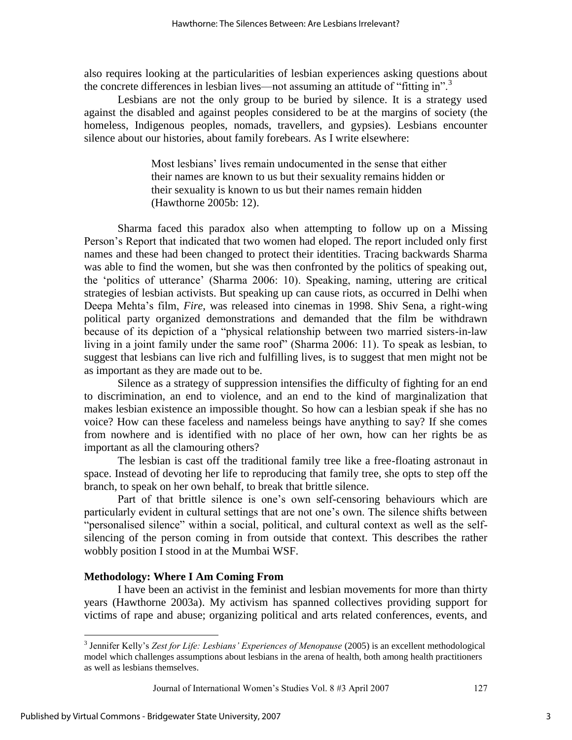also requires looking at the particularities of lesbian experiences asking questions about the concrete differences in lesbian lives—not assuming an attitude of "fitting in".[3]

Lesbians are not the only group to be buried by silence. It is a strategy used against the disabled and against peoples considered to be at the margins of society (the homeless, Indigenous peoples, nomads, travellers, and gypsies). Lesbians encounter silence about our histories, about family forebears. As I write elsewhere:

> Most lesbians' lives remain undocumented in the sense that either their names are known to us but their sexuality remains hidden or their sexuality is known to us but their names remain hidden (Hawthorne 2005b: 12).

Sharma faced this paradox also when attempting to follow up on a Missing Person's Report that indicated that two women had eloped. The report included only first names and these had been changed to protect their identities. Tracing backwards Sharma was able to find the women, but she was then confronted by the politics of speaking out, the 'politics of utterance' (Sharma 2006: 10). Speaking, naming, uttering are critical strategies of lesbian activists. But speaking up can cause riots, as occurred in Delhi when Deepa Mehta's film, *Fire*, was released into cinemas in 1998. Shiv Sena, a right-wing political party organized demonstrations and demanded that the film be withdrawn because of its depiction of a "physical relationship between two married sisters-in-law living in a joint family under the same roof" (Sharma 2006: 11). To speak as lesbian, to suggest that lesbians can live rich and fulfilling lives, is to suggest that men might not be as important as they are made out to be.

Silence as a strategy of suppression intensifies the difficulty of fighting for an end to discrimination, an end to violence, and an end to the kind of marginalization that makes lesbian existence an impossible thought. So how can a lesbian speak if she has no voice? How can these faceless and nameless beings have anything to say? If she comes from nowhere and is identified with no place of her own, how can her rights be as important as all the clamouring others?

The lesbian is cast off the traditional family tree like a free-floating astronaut in space. Instead of devoting her life to reproducing that family tree, she opts to step off the branch, to speak on her own behalf, to break that brittle silence.

Part of that brittle silence is one's own self-censoring behaviours which are particularly evident in cultural settings that are not one's own. The silence shifts between "personalised silence" within a social, political, and cultural context as well as the self-silencing of the person coming in from outside that context. This describes the rather wobbly position I stood in at the Mumbai WSF.

### Methodology: Where I Am Coming From

I have been an activist in the feminist and lesbian movements for more than thirty years (Hawthorne 2003a). My activism has spanned collectives providing support for victims of rape and abuse; organizing political and arts related conferences, events, and

---

[3] Jennifer Kelly's *Zest for Life: Lesbians' Experiences of Menopause* (2005) is an excellent methodological model which challenges assumptions about lesbians in the arena of health, both among health practitioners as well as lesbians themselves.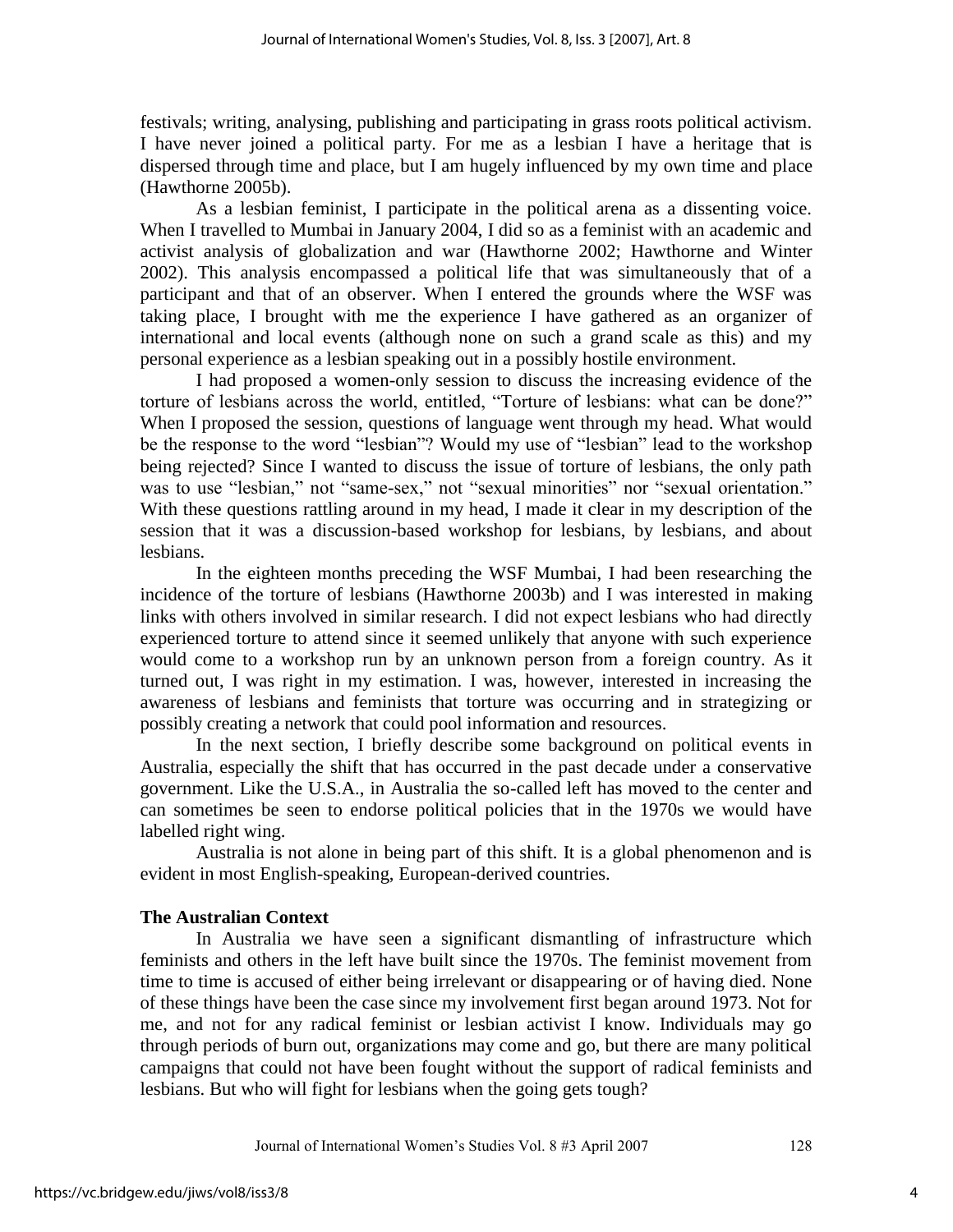festivals; writing, analysing, publishing and participating in grass roots political activism. I have never joined a political party. For me as a lesbian I have a heritage that is dispersed through time and place, but I am hugely influenced by my own time and place (Hawthorne 2005b).

As a lesbian feminist, I participate in the political arena as a dissenting voice. When I travelled to Mumbai in January 2004, I did so as a feminist with an academic and activist analysis of globalization and war (Hawthorne 2002; Hawthorne and Winter 2002). This analysis encompassed a political life that was simultaneously that of a participant and that of an observer. When I entered the grounds where the WSF was taking place, I brought with me the experience I have gathered as an organizer of international and local events (although none on such a grand scale as this) and my personal experience as a lesbian speaking out in a possibly hostile environment.

I had proposed a women-only session to discuss the increasing evidence of the torture of lesbians across the world, entitled, "Torture of lesbians: what can be done?" When I proposed the session, questions of language went through my head. What would be the response to the word "lesbian"? Would my use of "lesbian" lead to the workshop being rejected? Since I wanted to discuss the issue of torture of lesbians, the only path was to use "lesbian," not "same-sex," not "sexual minorities" nor "sexual orientation." With these questions rattling around in my head, I made it clear in my description of the session that it was a discussion-based workshop for lesbians, by lesbians, and about lesbians.

In the eighteen months preceding the WSF Mumbai, I had been researching the incidence of the torture of lesbians (Hawthorne 2003b) and I was interested in making links with others involved in similar research. I did not expect lesbians who had directly experienced torture to attend since it seemed unlikely that anyone with such experience would come to a workshop run by an unknown person from a foreign country. As it turned out, I was right in my estimation. I was, however, interested in increasing the awareness of lesbians and feminists that torture was occurring and in strategizing or possibly creating a network that could pool information and resources.

In the next section, I briefly describe some background on political events in Australia, especially the shift that has occurred in the past decade under a conservative government. Like the U.S.A., in Australia the so-called left has moved to the center and can sometimes be seen to endorse political policies that in the 1970s we would have labelled right wing.

Australia is not alone in being part of this shift. It is a global phenomenon and is evident in most English-speaking, European-derived countries.

## The Australian Context

In Australia we have seen a significant dismantling of infrastructure which feminists and others in the left have built since the 1970s. The feminist movement from time to time is accused of either being irrelevant or disappearing or of having died. None of these things have been the case since my involvement first began around 1973. Not for me, and not for any radical feminist or lesbian activist I know. Individuals may go through periods of burn out, organizations may come and go, but there are many political campaigns that could not have been fought without the support of radical feminists and lesbians. But who will fight for lesbians when the going gets tough?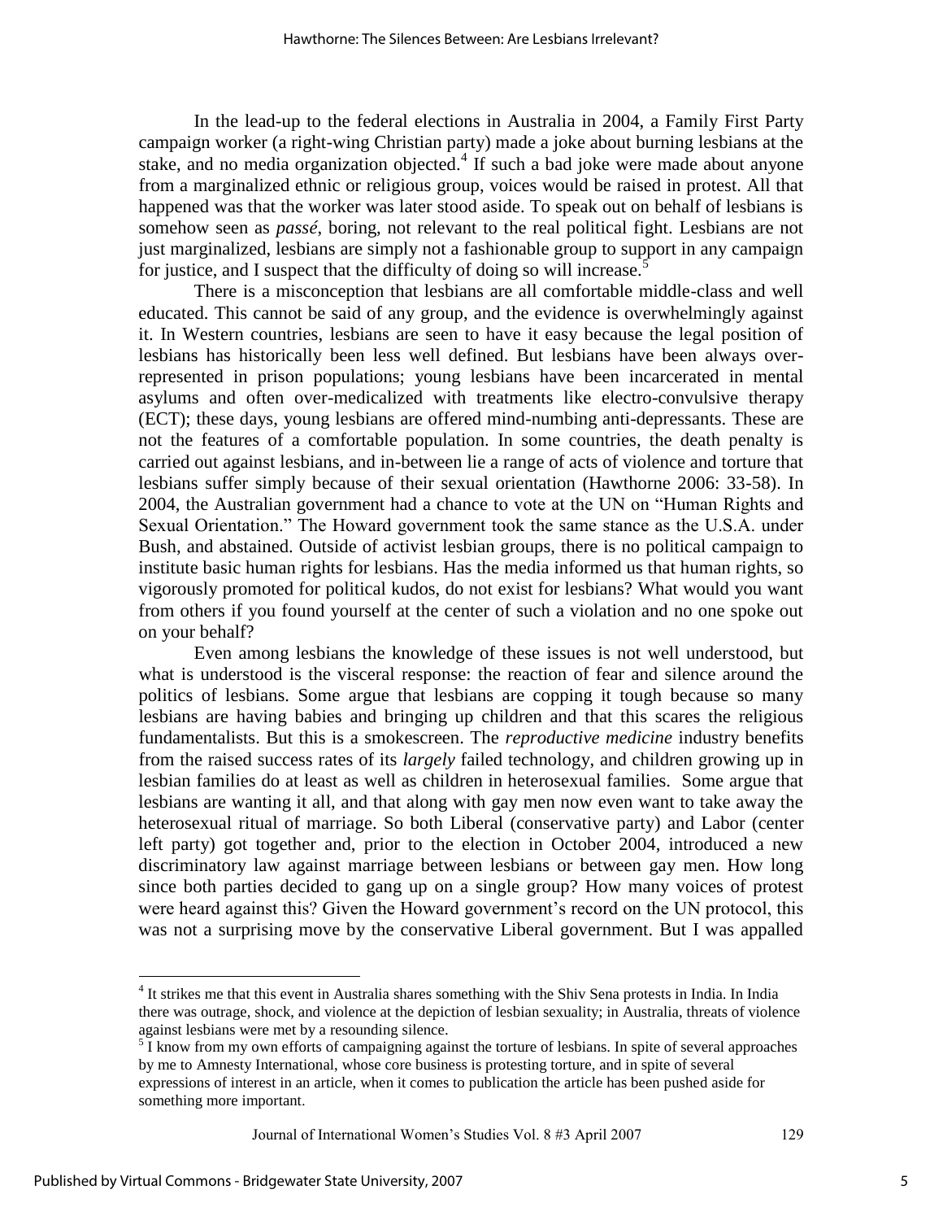In the lead-up to the federal elections in Australia in 2004, a Family First Party campaign worker (a right-wing Christian party) made a joke about burning lesbians at the stake, and no media organization objected.[4] If such a bad joke were made about anyone from a marginalized ethnic or religious group, voices would be raised in protest. All that happened was that the worker was later stood aside. To speak out on behalf of lesbians is somehow seen as *passé*, boring, not relevant to the real political fight. Lesbians are not just marginalized, lesbians are simply not a fashionable group to support in any campaign for justice, and I suspect that the difficulty of doing so will increase.[5]

There is a misconception that lesbians are all comfortable middle-class and well educated. This cannot be said of any group, and the evidence is overwhelmingly against it. In Western countries, lesbians are seen to have it easy because the legal position of lesbians has historically been less well defined. But lesbians have been always over-represented in prison populations; young lesbians have been incarcerated in mental asylums and often over-medicalized with treatments like electro-convulsive therapy (ECT); these days, young lesbians are offered mind-numbing anti-depressants. These are not the features of a comfortable population. In some countries, the death penalty is carried out against lesbians, and in-between lie a range of acts of violence and torture that lesbians suffer simply because of their sexual orientation (Hawthorne 2006: 33-58). In 2004, the Australian government had a chance to vote at the UN on "Human Rights and Sexual Orientation." The Howard government took the same stance as the U.S.A. under Bush, and abstained. Outside of activist lesbian groups, there is no political campaign to institute basic human rights for lesbians. Has the media informed us that human rights, so vigorously promoted for political kudos, do not exist for lesbians? What would you want from others if you found yourself at the center of such a violation and no one spoke out on your behalf?

Even among lesbians the knowledge of these issues is not well understood, but what is understood is the visceral response: the reaction of fear and silence around the politics of lesbians. Some argue that lesbians are copping it tough because so many lesbians are having babies and bringing up children and that this scares the religious fundamentalists. But this is a smokescreen. The *reproductive medicine* industry benefits from the raised success rates of its *largely* failed technology, and children growing up in lesbian families do at least as well as children in heterosexual families. Some argue that lesbians are wanting it all, and that along with gay men now even want to take away the heterosexual ritual of marriage. So both Liberal (conservative party) and Labor (center left party) got together and, prior to the election in October 2004, introduced a new discriminatory law against marriage between lesbians or between gay men. How long since both parties decided to gang up on a single group? How many voices of protest were heard against this? Given the Howard government's record on the UN protocol, this was not a surprising move by the conservative Liberal government. But I was appalled

[4] It strikes me that this event in Australia shares something with the Shiv Sena protests in India. In India there was outrage, shock, and violence at the depiction of lesbian sexuality; in Australia, threats of violence against lesbians were met by a resounding silence.

[5] I know from my own efforts of campaigning against the torture of lesbians. In spite of several approaches by me to Amnesty International, whose core business is protesting torture, and in spite of several expressions of interest in an article, when it comes to publication the article has been pushed aside for something more important.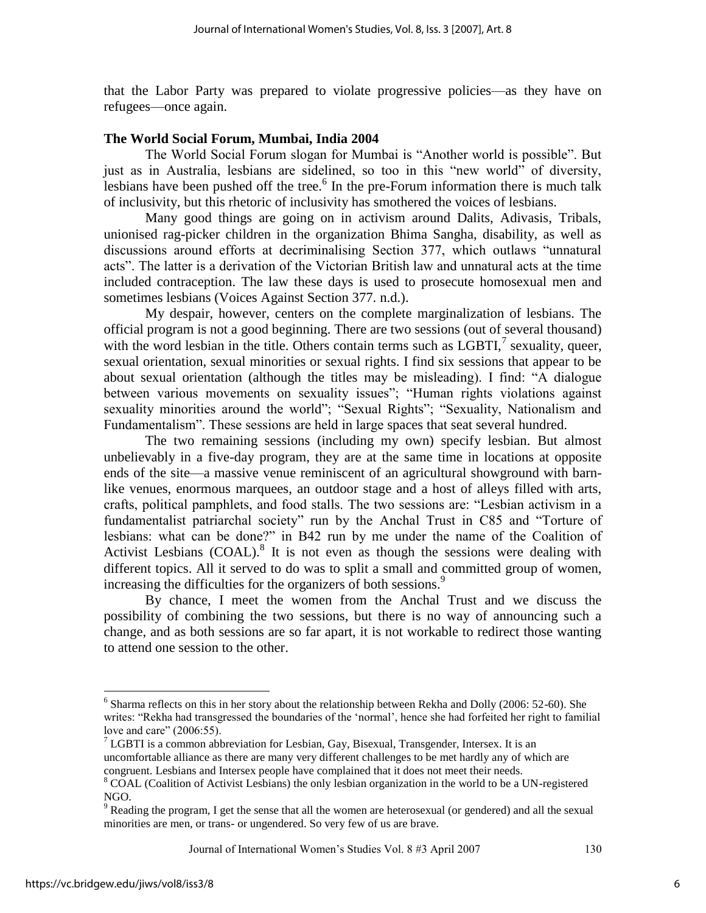that the Labor Party was prepared to violate progressive policies—as they have on refugees—once again.

### The World Social Forum, Mumbai, India 2004

The World Social Forum slogan for Mumbai is "Another world is possible". But just as in Australia, lesbians are sidelined, so too in this "new world" of diversity, lesbians have been pushed off the tree.[6] In the pre-Forum information there is much talk of inclusivity, but this rhetoric of inclusivity has smothered the voices of lesbians.

Many good things are going on in activism around Dalits, Adivasis, Tribals, unionised rag-picker children in the organization Bhima Sangha, disability, as well as discussions around efforts at decriminalising Section 377, which outlaws "unnatural acts". The latter is a derivation of the Victorian British law and unnatural acts at the time included contraception. The law these days is used to prosecute homosexual men and sometimes lesbians (Voices Against Section 377. n.d.).

My despair, however, centers on the complete marginalization of lesbians. The official program is not a good beginning. There are two sessions (out of several thousand) with the word lesbian in the title. Others contain terms such as LGBTI,[7] sexuality, queer, sexual orientation, sexual minorities or sexual rights. I find six sessions that appear to be about sexual orientation (although the titles may be misleading). I find: "A dialogue between various movements on sexuality issues"; "Human rights violations against sexuality minorities around the world"; "Sexual Rights"; "Sexuality, Nationalism and Fundamentalism". These sessions are held in large spaces that seat several hundred.

The two remaining sessions (including my own) specify lesbian. But almost unbelievably in a five-day program, they are at the same time in locations at opposite ends of the site—a massive venue reminiscent of an agricultural showground with barn-like venues, enormous marquees, an outdoor stage and a host of alleys filled with arts, crafts, political pamphlets, and food stalls. The two sessions are: "Lesbian activism in a fundamentalist patriarchal society" run by the Anchal Trust in C85 and "Torture of lesbians: what can be done?" in B42 run by me under the name of the Coalition of Activist Lesbians (COAL).[8] It is not even as though the sessions were dealing with different topics. All it served to do was to split a small and committed group of women, increasing the difficulties for the organizers of both sessions.[9]

By chance, I meet the women from the Anchal Trust and we discuss the possibility of combining the two sessions, but there is no way of announcing such a change, and as both sessions are so far apart, it is not workable to redirect those wanting to attend one session to the other.

---

[6] Sharma reflects on this in her story about the relationship between Rekha and Dolly (2006: 52-60). She writes: "Rekha had transgressed the boundaries of the 'normal', hence she had forfeited her right to familial love and care" (2006:55).

[7] LGBTI is a common abbreviation for Lesbian, Gay, Bisexual, Transgender, Intersex. It is an uncomfortable alliance as there are many very different challenges to be met hardly any of which are congruent. Lesbians and Intersex people have complained that it does not meet their needs.

[8] COAL (Coalition of Activist Lesbians) the only lesbian organization in the world to be a UN-registered NGO.

[9] Reading the program, I get the sense that all the women are heterosexual (or gendered) and all the sexual minorities are men, or trans- or ungendered. So very few of us are brave.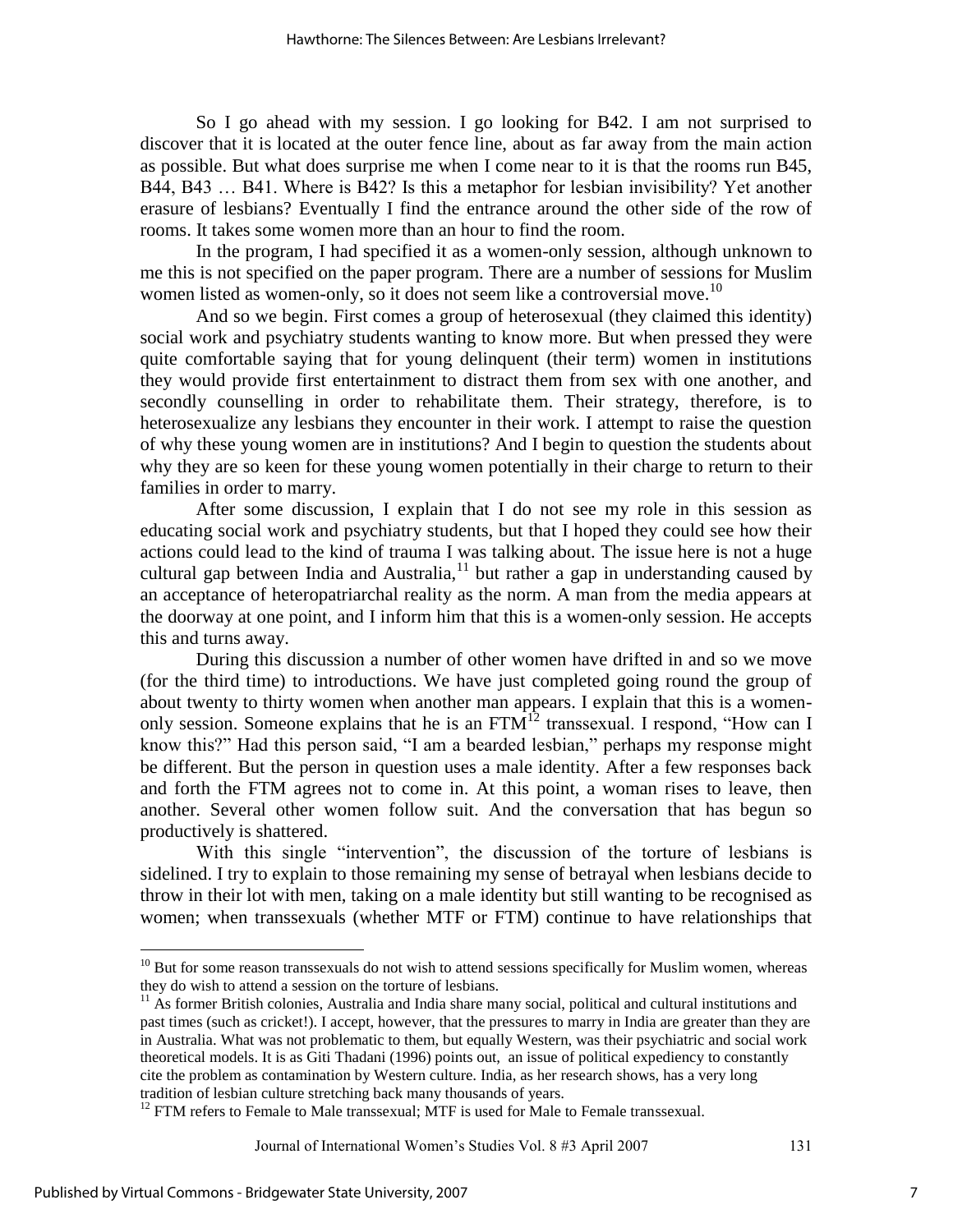So I go ahead with my session. I go looking for B42. I am not surprised to discover that it is located at the outer fence line, about as far away from the main action as possible. But what does surprise me when I come near to it is that the rooms run B45, B44, B43 … B41. Where is B42? Is this a metaphor for lesbian invisibility? Yet another erasure of lesbians? Eventually I find the entrance around the other side of the row of rooms. It takes some women more than an hour to find the room.

In the program, I had specified it as a women-only session, although unknown to me this is not specified on the paper program. There are a number of sessions for Muslim women listed as women-only, so it does not seem like a controversial move.[10]

And so we begin. First comes a group of heterosexual (they claimed this identity) social work and psychiatry students wanting to know more. But when pressed they were quite comfortable saying that for young delinquent (their term) women in institutions they would provide first entertainment to distract them from sex with one another, and secondly counselling in order to rehabilitate them. Their strategy, therefore, is to heterosexualize any lesbians they encounter in their work. I attempt to raise the question of why these young women are in institutions? And I begin to question the students about why they are so keen for these young women potentially in their charge to return to their families in order to marry.

After some discussion, I explain that I do not see my role in this session as educating social work and psychiatry students, but that I hoped they could see how their actions could lead to the kind of trauma I was talking about. The issue here is not a huge cultural gap between India and Australia,[11] but rather a gap in understanding caused by an acceptance of heteropatriarchal reality as the norm. A man from the media appears at the doorway at one point, and I inform him that this is a women-only session. He accepts this and turns away.

During this discussion a number of other women have drifted in and so we move (for the third time) to introductions. We have just completed going round the group of about twenty to thirty women when another man appears. I explain that this is a women-only session. Someone explains that he is an FTM[12] transsexual. I respond, "How can I know this?" Had this person said, "I am a bearded lesbian," perhaps my response might be different. But the person in question uses a male identity. After a few responses back and forth the FTM agrees not to come in. At this point, a woman rises to leave, then another. Several other women follow suit. And the conversation that has begun so productively is shattered.

With this single "intervention", the discussion of the torture of lesbians is sidelined. I try to explain to those remaining my sense of betrayal when lesbians decide to throw in their lot with men, taking on a male identity but still wanting to be recognised as women; when transsexuals (whether MTF or FTM) continue to have relationships that

---

[10] But for some reason transsexuals do not wish to attend sessions specifically for Muslim women, whereas they do wish to attend a session on the torture of lesbians.

[11] As former British colonies, Australia and India share many social, political and cultural institutions and past times (such as cricket!). I accept, however, that the pressures to marry in India are greater than they are in Australia. What was not problematic to them, but equally Western, was their psychiatric and social work theoretical models. It is as Giti Thadani (1996) points out, an issue of political expediency to constantly cite the problem as contamination by Western culture. India, as her research shows, has a very long tradition of lesbian culture stretching back many thousands of years.

[12] FTM refers to Female to Male transsexual; MTF is used for Male to Female transsexual.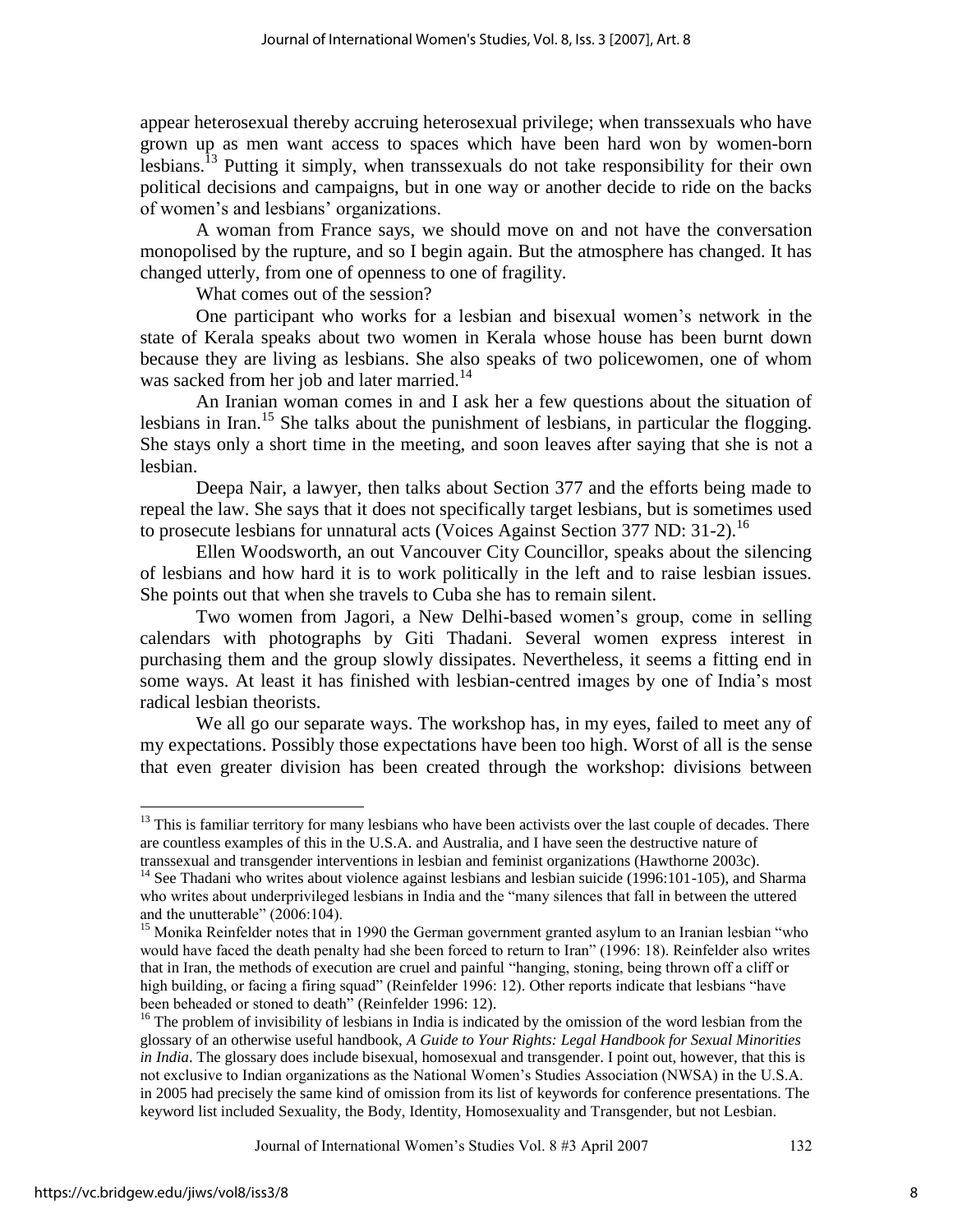appear heterosexual thereby accruing heterosexual privilege; when transsexuals who have grown up as men want access to spaces which have been hard won by women-born lesbians.[13] Putting it simply, when transsexuals do not take responsibility for their own political decisions and campaigns, but in one way or another decide to ride on the backs of women's and lesbians' organizations.

A woman from France says, we should move on and not have the conversation monopolised by the rupture, and so I begin again. But the atmosphere has changed. It has changed utterly, from one of openness to one of fragility.

What comes out of the session?

One participant who works for a lesbian and bisexual women's network in the state of Kerala speaks about two women in Kerala whose house has been burnt down because they are living as lesbians. She also speaks of two policewomen, one of whom was sacked from her job and later married.[14]

An Iranian woman comes in and I ask her a few questions about the situation of lesbians in Iran.[15] She talks about the punishment of lesbians, in particular the flogging. She stays only a short time in the meeting, and soon leaves after saying that she is not a lesbian.

Deepa Nair, a lawyer, then talks about Section 377 and the efforts being made to repeal the law. She says that it does not specifically target lesbians, but is sometimes used to prosecute lesbians for unnatural acts (Voices Against Section 377 ND: 31-2).[16]

Ellen Woodsworth, an out Vancouver City Councillor, speaks about the silencing of lesbians and how hard it is to work politically in the left and to raise lesbian issues. She points out that when she travels to Cuba she has to remain silent.

Two women from Jagori, a New Delhi-based women's group, come in selling calendars with photographs by Giti Thadani. Several women express interest in purchasing them and the group slowly dissipates. Nevertheless, it seems a fitting end in some ways. At least it has finished with lesbian-centred images by one of India's most radical lesbian theorists.

We all go our separate ways. The workshop has, in my eyes, failed to meet any of my expectations. Possibly those expectations have been too high. Worst of all is the sense that even greater division has been created through the workshop: divisions between

---

[13] This is familiar territory for many lesbians who have been activists over the last couple of decades. There are countless examples of this in the U.S.A. and Australia, and I have seen the destructive nature of transsexual and transgender interventions in lesbian and feminist organizations (Hawthorne 2003c).

[14] See Thadani who writes about violence against lesbians and lesbian suicide (1996:101-105), and Sharma who writes about underprivileged lesbians in India and the "many silences that fall in between the uttered and the unutterable" (2006:104).

[15] Monika Reinfelder notes that in 1990 the German government granted asylum to an Iranian lesbian "who would have faced the death penalty had she been forced to return to Iran" (1996: 18). Reinfelder also writes that in Iran, the methods of execution are cruel and painful "hanging, stoning, being thrown off a cliff or high building, or facing a firing squad" (Reinfelder 1996: 12). Other reports indicate that lesbians "have been beheaded or stoned to death" (Reinfelder 1996: 12).

[16] The problem of invisibility of lesbians in India is indicated by the omission of the word lesbian from the glossary of an otherwise useful handbook, *A Guide to Your Rights: Legal Handbook for Sexual Minorities in India*. The glossary does include bisexual, homosexual and transgender. I point out, however, that this is not exclusive to Indian organizations as the National Women's Studies Association (NWSA) in the U.S.A. in 2005 had precisely the same kind of omission from its list of keywords for conference presentations. The keyword list included Sexuality, the Body, Identity, Homosexuality and Transgender, but not Lesbian.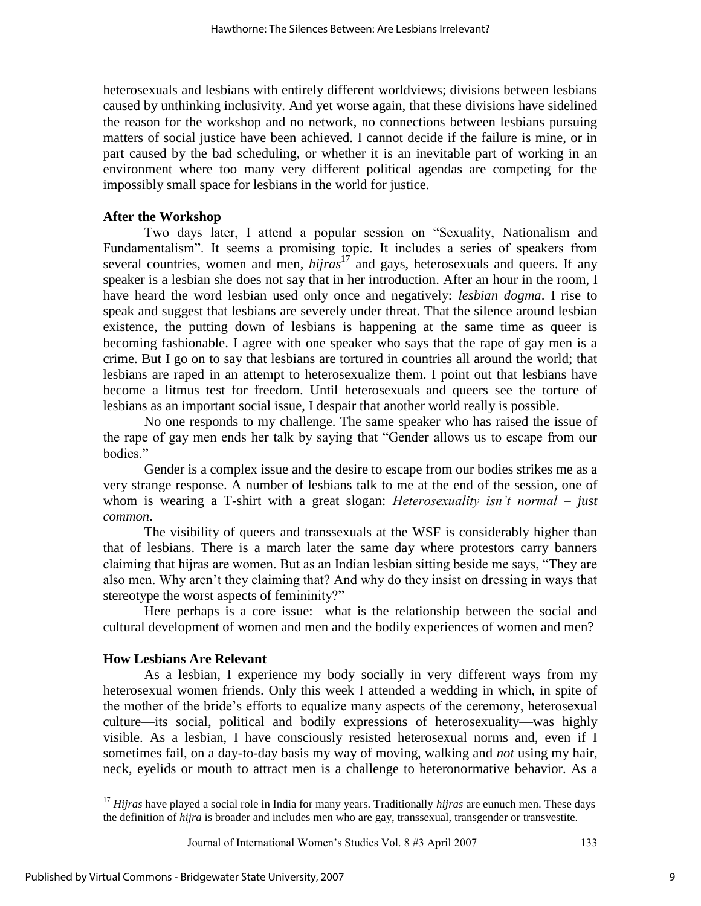heterosexuals and lesbians with entirely different worldviews; divisions between lesbians caused by unthinking inclusivity. And yet worse again, that these divisions have sidelined the reason for the workshop and no network, no connections between lesbians pursuing matters of social justice have been achieved. I cannot decide if the failure is mine, or in part caused by the bad scheduling, or whether it is an inevitable part of working in an environment where too many very different political agendas are competing for the impossibly small space for lesbians in the world for justice.

### After the Workshop

Two days later, I attend a popular session on "Sexuality, Nationalism and Fundamentalism". It seems a promising topic. It includes a series of speakers from several countries, women and men, *hijras*[17] and gays, heterosexuals and queers. If any speaker is a lesbian she does not say that in her introduction. After an hour in the room, I have heard the word lesbian used only once and negatively: *lesbian dogma*. I rise to speak and suggest that lesbians are severely under threat. That the silence around lesbian existence, the putting down of lesbians is happening at the same time as queer is becoming fashionable. I agree with one speaker who says that the rape of gay men is a crime. But I go on to say that lesbians are tortured in countries all around the world; that lesbians are raped in an attempt to heterosexualize them. I point out that lesbians have become a litmus test for freedom. Until heterosexuals and queers see the torture of lesbians as an important social issue, I despair that another world really is possible.

No one responds to my challenge. The same speaker who has raised the issue of the rape of gay men ends her talk by saying that "Gender allows us to escape from our bodies."

Gender is a complex issue and the desire to escape from our bodies strikes me as a very strange response. A number of lesbians talk to me at the end of the session, one of whom is wearing a T-shirt with a great slogan: *Heterosexuality isn't normal – just common*.

The visibility of queers and transsexuals at the WSF is considerably higher than that of lesbians. There is a march later the same day where protestors carry banners claiming that hijras are women. But as an Indian lesbian sitting beside me says, "They are also men. Why aren't they claiming that? And why do they insist on dressing in ways that stereotype the worst aspects of femininity?"

Here perhaps is a core issue: what is the relationship between the social and cultural development of women and men and the bodily experiences of women and men?

### How Lesbians Are Relevant

As a lesbian, I experience my body socially in very different ways from my heterosexual women friends. Only this week I attended a wedding in which, in spite of the mother of the bride's efforts to equalize many aspects of the ceremony, heterosexual culture—its social, political and bodily expressions of heterosexuality—was highly visible. As a lesbian, I have consciously resisted heterosexual norms and, even if I sometimes fail, on a day-to-day basis my way of moving, walking and *not* using my hair, neck, eyelids or mouth to attract men is a challenge to heteronormative behavior. As a

---

[17] *Hijras* have played a social role in India for many years. Traditionally *hijras* are eunuch men. These days the definition of *hijra* is broader and includes men who are gay, transsexual, transgender or transvestite.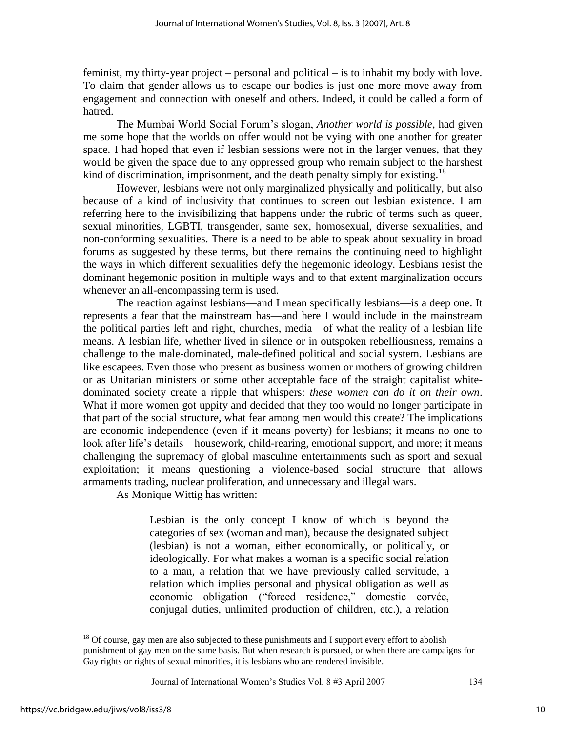feminist, my thirty-year project – personal and political – is to inhabit my body with love. To claim that gender allows us to escape our bodies is just one more move away from engagement and connection with oneself and others. Indeed, it could be called a form of hatred.

The Mumbai World Social Forum's slogan, *Another world is possible*, had given me some hope that the worlds on offer would not be vying with one another for greater space. I had hoped that even if lesbian sessions were not in the larger venues, that they would be given the space due to any oppressed group who remain subject to the harshest kind of discrimination, imprisonment, and the death penalty simply for existing.[18]

However, lesbians were not only marginalized physically and politically, but also because of a kind of inclusivity that continues to screen out lesbian existence. I am referring here to the invisibilizing that happens under the rubric of terms such as queer, sexual minorities, LGBTI, transgender, same sex, homosexual, diverse sexualities, and non-conforming sexualities. There is a need to be able to speak about sexuality in broad forums as suggested by these terms, but there remains the continuing need to highlight the ways in which different sexualities defy the hegemonic ideology. Lesbians resist the dominant hegemonic position in multiple ways and to that extent marginalization occurs whenever an all-encompassing term is used.

The reaction against lesbians—and I mean specifically lesbians—is a deep one. It represents a fear that the mainstream has—and here I would include in the mainstream the political parties left and right, churches, media—of what the reality of a lesbian life means. A lesbian life, whether lived in silence or in outspoken rebelliousness, remains a challenge to the male-dominated, male-defined political and social system. Lesbians are like escapees. Even those who present as business women or mothers of growing children or as Unitarian ministers or some other acceptable face of the straight capitalist white-dominated society create a ripple that whispers: *these women can do it on their own*. What if more women got uppity and decided that they too would no longer participate in that part of the social structure, what fear among men would this create? The implications are economic independence (even if it means poverty) for lesbians; it means no one to look after life's details – housework, child-rearing, emotional support, and more; it means challenging the supremacy of global masculine entertainments such as sport and sexual exploitation; it means questioning a violence-based social structure that allows armaments trading, nuclear proliferation, and unnecessary and illegal wars.

As Monique Wittig has written:

> Lesbian is the only concept I know of which is beyond the categories of sex (woman and man), because the designated subject (lesbian) is not a woman, either economically, or politically, or ideologically. For what makes a woman is a specific social relation to a man, a relation that we have previously called servitude, a relation which implies personal and physical obligation as well as economic obligation ("forced residence," domestic corvée, conjugal duties, unlimited production of children, etc.), a relation

[18] Of course, gay men are also subjected to these punishments and I support every effort to abolish punishment of gay men on the same basis. But when research is pursued, or when there are campaigns for Gay rights or rights of sexual minorities, it is lesbians who are rendered invisible.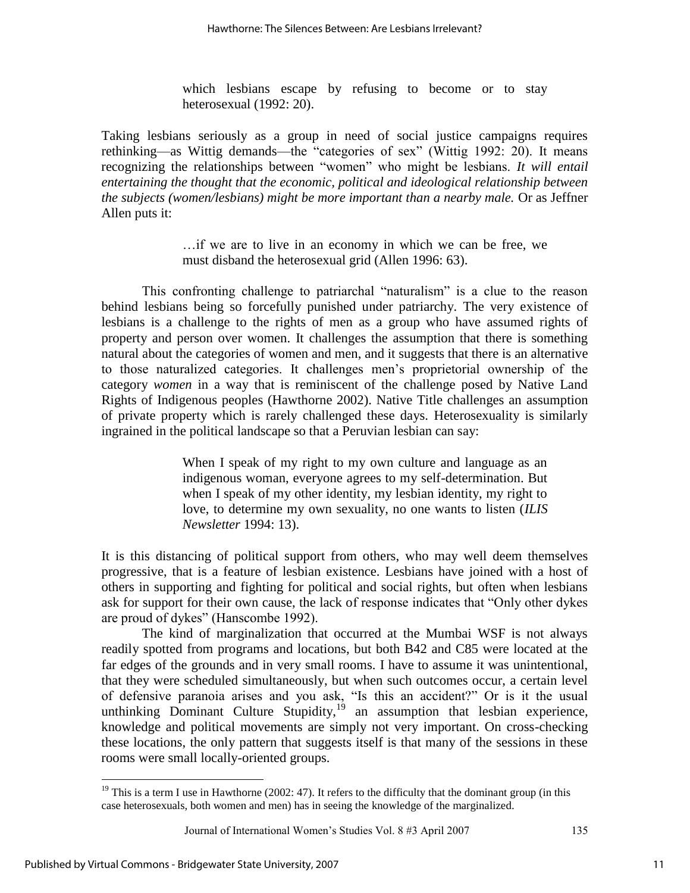> which lesbians escape by refusing to become or to stay heterosexual (1992: 20).

Taking lesbians seriously as a group in need of social justice campaigns requires rethinking—as Wittig demands—the "categories of sex" (Wittig 1992: 20). It means recognizing the relationships between "women" who might be lesbians. *It will entail entertaining the thought that the economic, political and ideological relationship between the subjects (women/lesbians) might be more important than a nearby male.* Or as Jeffner Allen puts it:

> …if we are to live in an economy in which we can be free, we must disband the heterosexual grid (Allen 1996: 63).

This confronting challenge to patriarchal "naturalism" is a clue to the reason behind lesbians being so forcefully punished under patriarchy. The very existence of lesbians is a challenge to the rights of men as a group who have assumed rights of property and person over women. It challenges the assumption that there is something natural about the categories of women and men, and it suggests that there is an alternative to those naturalized categories. It challenges men's proprietorial ownership of the category *women* in a way that is reminiscent of the challenge posed by Native Land Rights of Indigenous peoples (Hawthorne 2002). Native Title challenges an assumption of private property which is rarely challenged these days. Heterosexuality is similarly ingrained in the political landscape so that a Peruvian lesbian can say:

> When I speak of my right to my own culture and language as an indigenous woman, everyone agrees to my self-determination. But when I speak of my other identity, my lesbian identity, my right to love, to determine my own sexuality, no one wants to listen (*ILIS Newsletter* 1994: 13).

It is this distancing of political support from others, who may well deem themselves progressive, that is a feature of lesbian existence. Lesbians have joined with a host of others in supporting and fighting for political and social rights, but often when lesbians ask for support for their own cause, the lack of response indicates that "Only other dykes are proud of dykes" (Hanscombe 1992).

The kind of marginalization that occurred at the Mumbai WSF is not always readily spotted from programs and locations, but both B42 and C85 were located at the far edges of the grounds and in very small rooms. I have to assume it was unintentional, that they were scheduled simultaneously, but when such outcomes occur, a certain level of defensive paranoia arises and you ask, "Is this an accident?" Or is it the usual unthinking Dominant Culture Stupidity,[19] an assumption that lesbian experience, knowledge and political movements are simply not very important. On cross-checking these locations, the only pattern that suggests itself is that many of the sessions in these rooms were small locally-oriented groups.

---

[19] This is a term I use in Hawthorne (2002: 47). It refers to the difficulty that the dominant group (in this case heterosexuals, both women and men) has in seeing the knowledge of the marginalized.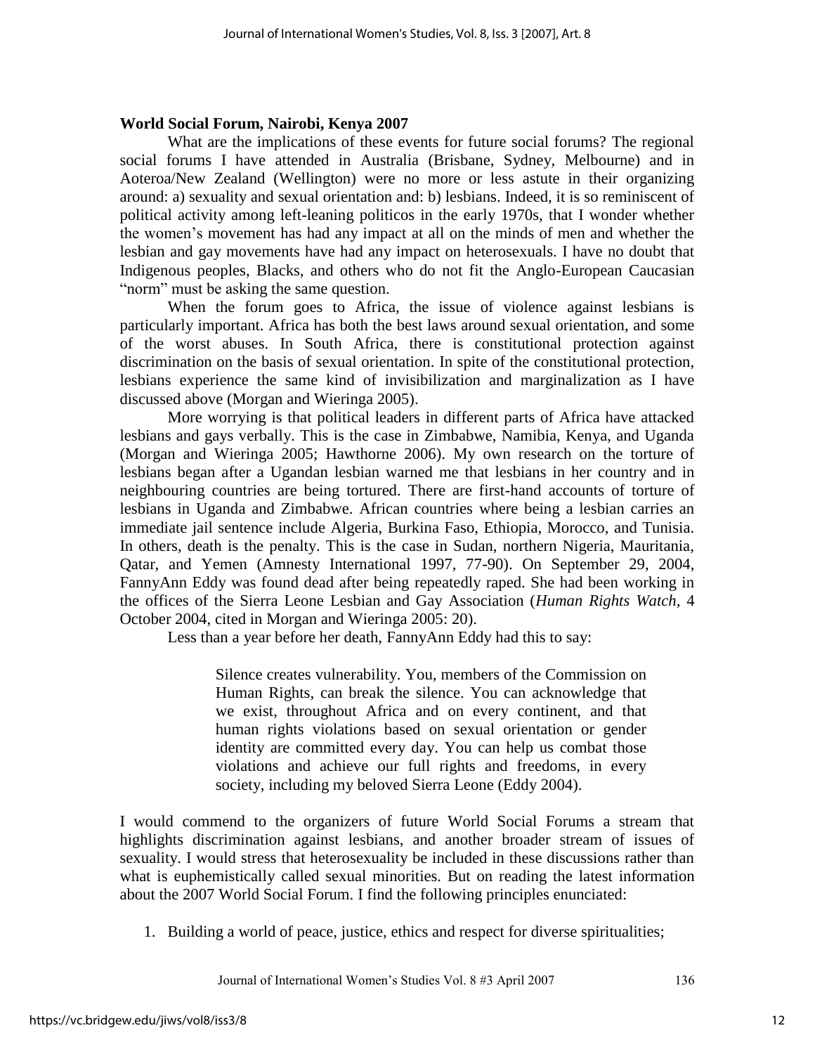**World Social Forum, Nairobi, Kenya 2007**

What are the implications of these events for future social forums? The regional social forums I have attended in Australia (Brisbane, Sydney, Melbourne) and in Aoteroa/New Zealand (Wellington) were no more or less astute in their organizing around: a) sexuality and sexual orientation and: b) lesbians. Indeed, it is so reminiscent of political activity among left-leaning politicos in the early 1970s, that I wonder whether the women's movement has had any impact at all on the minds of men and whether the lesbian and gay movements have had any impact on heterosexuals. I have no doubt that Indigenous peoples, Blacks, and others who do not fit the Anglo-European Caucasian "norm" must be asking the same question.

When the forum goes to Africa, the issue of violence against lesbians is particularly important. Africa has both the best laws around sexual orientation, and some of the worst abuses. In South Africa, there is constitutional protection against discrimination on the basis of sexual orientation. In spite of the constitutional protection, lesbians experience the same kind of invisibilization and marginalization as I have discussed above (Morgan and Wieringa 2005).

More worrying is that political leaders in different parts of Africa have attacked lesbians and gays verbally. This is the case in Zimbabwe, Namibia, Kenya, and Uganda (Morgan and Wieringa 2005; Hawthorne 2006). My own research on the torture of lesbians began after a Ugandan lesbian warned me that lesbians in her country and in neighbouring countries are being tortured. There are first-hand accounts of torture of lesbians in Uganda and Zimbabwe. African countries where being a lesbian carries an immediate jail sentence include Algeria, Burkina Faso, Ethiopia, Morocco, and Tunisia. In others, death is the penalty. This is the case in Sudan, northern Nigeria, Mauritania, Qatar, and Yemen (Amnesty International 1997, 77-90). On September 29, 2004, FannyAnn Eddy was found dead after being repeatedly raped. She had been working in the offices of the Sierra Leone Lesbian and Gay Association (*Human Rights Watch*, 4 October 2004, cited in Morgan and Wieringa 2005: 20).

Less than a year before her death, FannyAnn Eddy had this to say:

> Silence creates vulnerability. You, members of the Commission on Human Rights, can break the silence. You can acknowledge that we exist, throughout Africa and on every continent, and that human rights violations based on sexual orientation or gender identity are committed every day. You can help us combat those violations and achieve our full rights and freedoms, in every society, including my beloved Sierra Leone (Eddy 2004).

I would commend to the organizers of future World Social Forums a stream that highlights discrimination against lesbians, and another broader stream of issues of sexuality. I would stress that heterosexuality be included in these discussions rather than what is euphemistically called sexual minorities. But on reading the latest information about the 2007 World Social Forum. I find the following principles enunciated:

1. Building a world of peace, justice, ethics and respect for diverse spiritualities;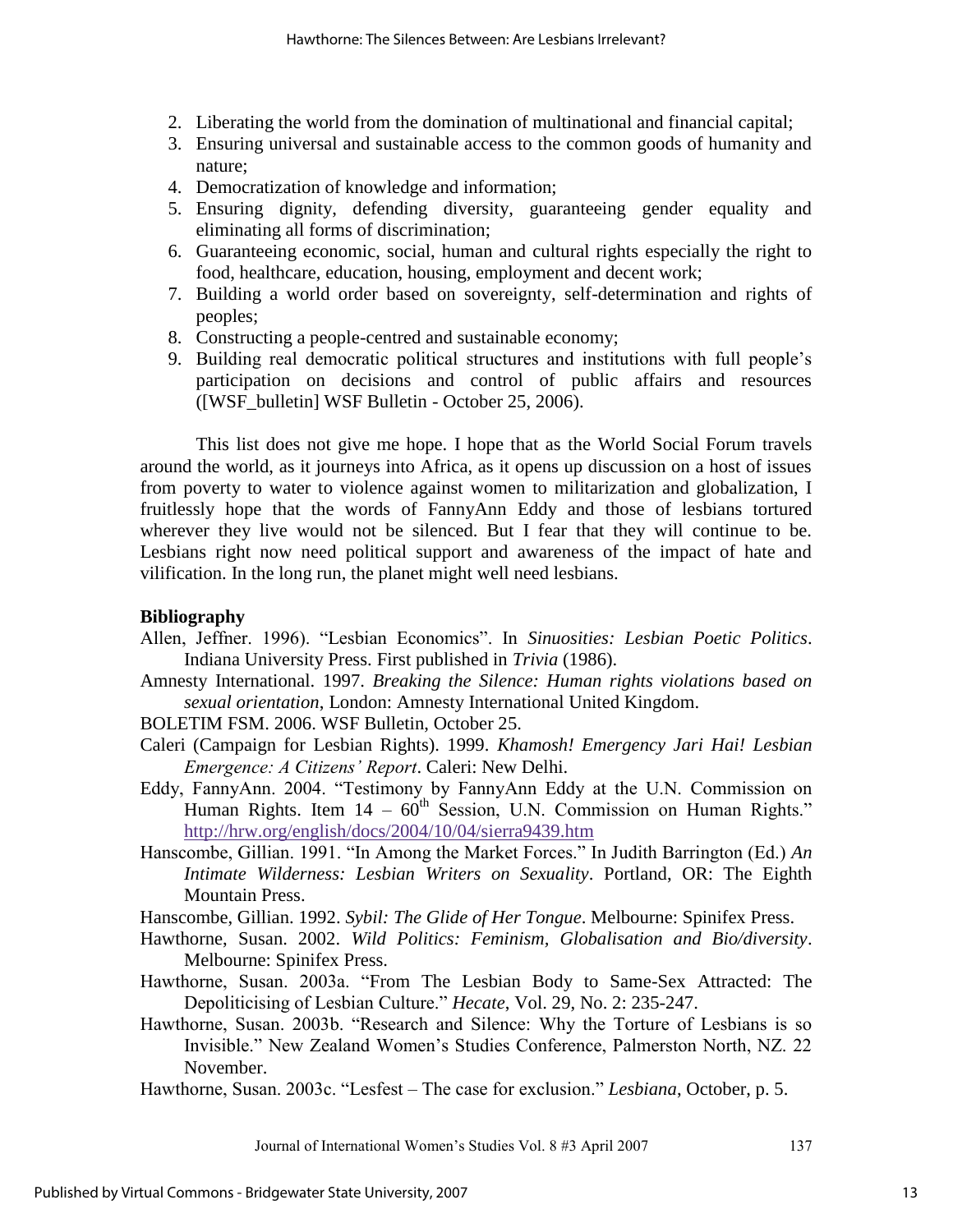2. Liberating the world from the domination of multinational and financial capital;
3. Ensuring universal and sustainable access to the common goods of humanity and nature;
4. Democratization of knowledge and information;
5. Ensuring dignity, defending diversity, guaranteeing gender equality and eliminating all forms of discrimination;
6. Guaranteeing economic, social, human and cultural rights especially the right to food, healthcare, education, housing, employment and decent work;
7. Building a world order based on sovereignty, self-determination and rights of peoples;
8. Constructing a people-centred and sustainable economy;
9. Building real democratic political structures and institutions with full people's participation on decisions and control of public affairs and resources ([WSF_bulletin] WSF Bulletin - October 25, 2006).

This list does not give me hope. I hope that as the World Social Forum travels around the world, as it journeys into Africa, as it opens up discussion on a host of issues from poverty to water to violence against women to militarization and globalization, I fruitlessly hope that the words of FannyAnn Eddy and those of lesbians tortured wherever they live would not be silenced. But I fear that they will continue to be. Lesbians right now need political support and awareness of the impact of hate and vilification. In the long run, the planet might well need lesbians.

## Bibliography

Allen, Jeffner. 1996). "Lesbian Economics". In *Sinuosities: Lesbian Poetic Politics*. Indiana University Press. First published in *Trivia* (1986).

Amnesty International. 1997. *Breaking the Silence: Human rights violations based on sexual orientation*, London: Amnesty International United Kingdom.

BOLETIM FSM. 2006. WSF Bulletin, October 25.

Caleri (Campaign for Lesbian Rights). 1999. *Khamosh! Emergency Jari Hai! Lesbian Emergence: A Citizens' Report*. Caleri: New Delhi.

Eddy, FannyAnn. 2004. "Testimony by FannyAnn Eddy at the U.N. Commission on Human Rights. Item 14 – 60th Session, U.N. Commission on Human Rights." http://hrw.org/english/docs/2004/10/04/sierra9439.htm

Hanscombe, Gillian. 1991. "In Among the Market Forces." In Judith Barrington (Ed.) *An Intimate Wilderness: Lesbian Writers on Sexuality*. Portland, OR: The Eighth Mountain Press.

Hanscombe, Gillian. 1992. *Sybil: The Glide of Her Tongue*. Melbourne: Spinifex Press.

Hawthorne, Susan. 2002. *Wild Politics: Feminism, Globalisation and Bio/diversity*. Melbourne: Spinifex Press.

Hawthorne, Susan. 2003a. "From The Lesbian Body to Same-Sex Attracted: The Depoliticising of Lesbian Culture." *Hecate*, Vol. 29, No. 2: 235-247.

Hawthorne, Susan. 2003b. "Research and Silence: Why the Torture of Lesbians is so Invisible." New Zealand Women's Studies Conference, Palmerston North, NZ. 22 November.

Hawthorne, Susan. 2003c. "Lesfest – The case for exclusion." *Lesbiana*, October, p. 5.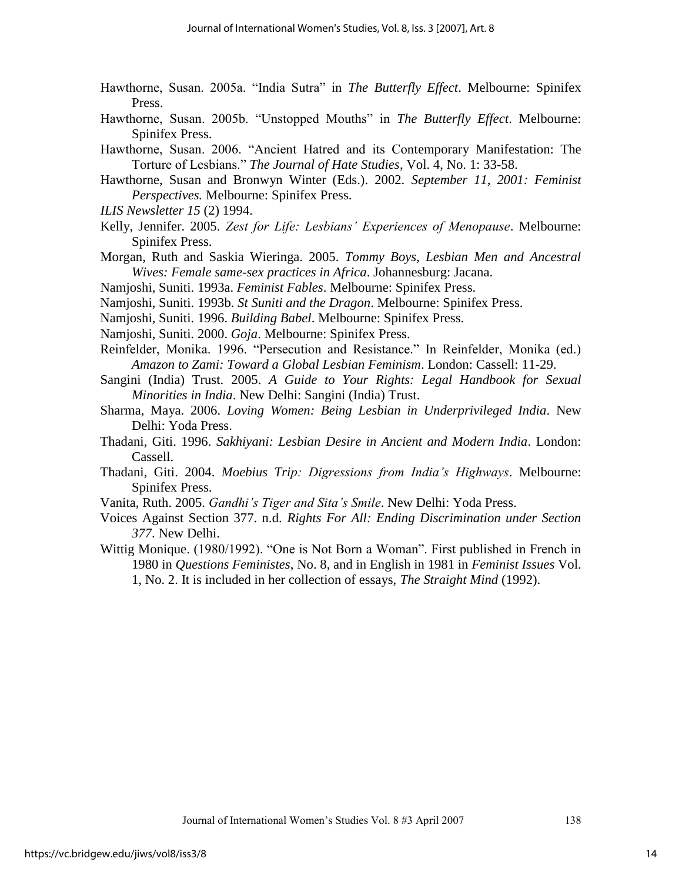Hawthorne, Susan. 2005a. "India Sutra" in *The Butterfly Effect*. Melbourne: Spinifex Press.

Hawthorne, Susan. 2005b. "Unstopped Mouths" in *The Butterfly Effect*. Melbourne: Spinifex Press.

Hawthorne, Susan. 2006. "Ancient Hatred and its Contemporary Manifestation: The Torture of Lesbians." *The Journal of Hate Studies*, Vol. 4, No. 1: 33-58.

Hawthorne, Susan and Bronwyn Winter (Eds.). 2002. *September 11, 2001: Feminist Perspectives.* Melbourne: Spinifex Press.

*ILIS Newsletter 15* (2) 1994.

Kelly, Jennifer. 2005. *Zest for Life: Lesbians' Experiences of Menopause*. Melbourne: Spinifex Press.

Morgan, Ruth and Saskia Wieringa. 2005. *Tommy Boys, Lesbian Men and Ancestral Wives: Female same-sex practices in Africa*. Johannesburg: Jacana.

Namjoshi, Suniti. 1993a. *Feminist Fables*. Melbourne: Spinifex Press.

Namjoshi, Suniti. 1993b. *St Suniti and the Dragon*. Melbourne: Spinifex Press.

Namjoshi, Suniti. 1996. *Building Babel*. Melbourne: Spinifex Press.

Namjoshi, Suniti. 2000. *Goja*. Melbourne: Spinifex Press.

Reinfelder, Monika. 1996. "Persecution and Resistance." In Reinfelder, Monika (ed.) *Amazon to Zami: Toward a Global Lesbian Feminism*. London: Cassell: 11-29.

Sangini (India) Trust. 2005. *A Guide to Your Rights: Legal Handbook for Sexual Minorities in India*. New Delhi: Sangini (India) Trust.

Sharma, Maya. 2006. *Loving Women: Being Lesbian in Underprivileged India*. New Delhi: Yoda Press.

Thadani, Giti. 1996. *Sakhiyani: Lesbian Desire in Ancient and Modern India*. London: Cassell.

Thadani, Giti. 2004. *Moebius Trip: Digressions from India's Highways*. Melbourne: Spinifex Press.

Vanita, Ruth. 2005. *Gandhi's Tiger and Sita's Smile*. New Delhi: Yoda Press.

Voices Against Section 377. n.d. *Rights For All: Ending Discrimination under Section 377*. New Delhi.

Wittig Monique. (1980/1992). "One is Not Born a Woman". First published in French in 1980 in *Questions Feministes*, No. 8, and in English in 1981 in *Feminist Issues* Vol. 1, No. 2. It is included in her collection of essays, *The Straight Mind* (1992).